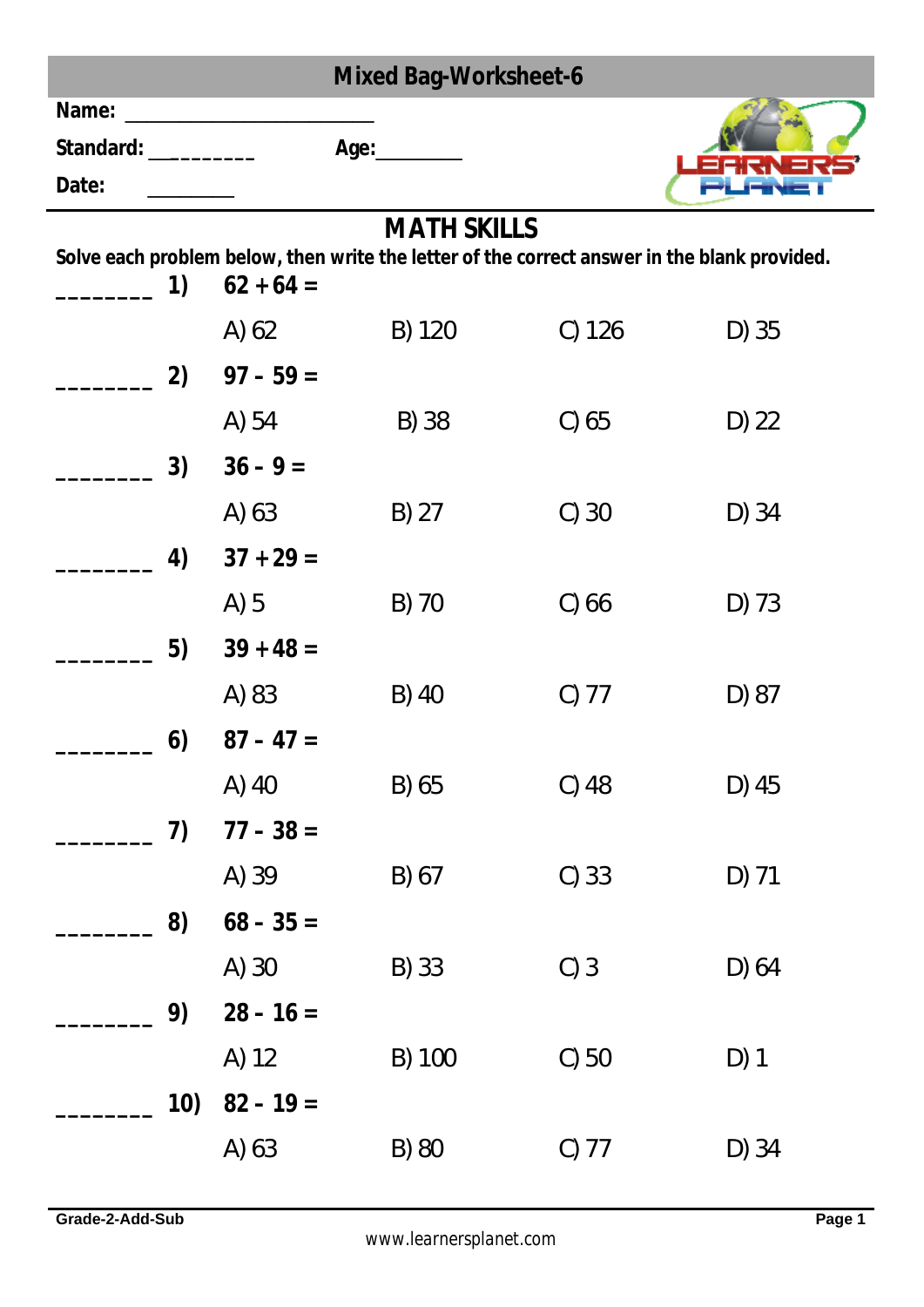# Mixed Bag-Worksheet-6

**Name:** ________________________

**Standard:** __________ **Age:**________

**Date:** ________

## MATH SKILLS

**Solve each problem below, then write the letter of the correct answer in the blank provided.**

________ **1)** **62 + 64 =**

A) 62 B) 120 C) 126 D) 35

________ **2)** **97 – 59 =**

A) 54 B) 38 C) 65 D) 22

________ **3)** **36 – 9 =**

A) 63 B) 27 C) 30 D) 34

________ **4)** **37 + 29 =**

A) 5 B) 70 C) 66 D) 73

________ **5)** **39 + 48 =**

A) 83 B) 40 C) 77 D) 87

________ **6)** **87 – 47 =**

A) 40 B) 65 C) 48 D) 45

________ **7)** **77 – 38 =**

A) 39 B) 67 C) 33 D) 71

________ **8)** **68 – 35 =**

A) 30 B) 33 C) 3 D) 64

________ **9)** **28 – 16 =**

A) 12 B) 100 C) 50 D) 1

________ **10)** **82 – 19 =**

A) 63 B) 80 C) 77 D) 34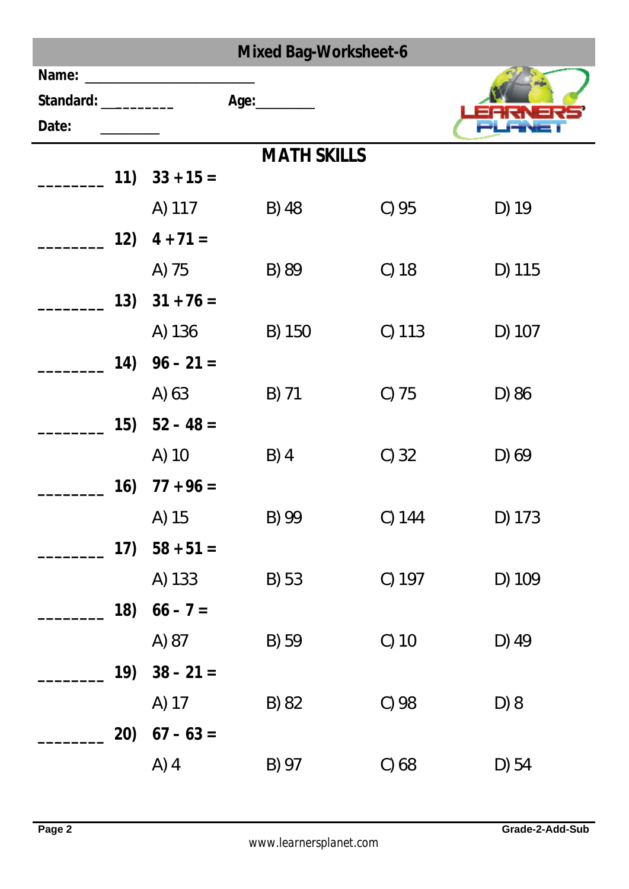# Mixed Bag-Worksheet-6

**Name:** ______________________

**Standard:** _________ **Age:** ________

**Date:** ________

## MATH SKILLS

________ **11)** **33 + 15 =**

A) 117 B) 48 C) 95 D) 19

________ **12)** **4 + 71 =**

A) 75 B) 89 C) 18 D) 115

________ **13)** **31 + 76 =**

A) 136 B) 150 C) 113 D) 107

________ **14)** **96 – 21 =**

A) 63 B) 71 C) 75 D) 86

________ **15)** **52 – 48 =**

A) 10 B) 4 C) 32 D) 69

________ **16)** **77 + 96 =**

A) 15 B) 99 C) 144 D) 173

________ **17)** **58 + 51 =**

A) 133 B) 53 C) 197 D) 109

________ **18)** **66 – 7 =**

A) 87 B) 59 C) 10 D) 49

________ **19)** **38 – 21 =**

A) 17 B) 82 C) 98 D) 8

________ **20)** **67 – 63 =**

A) 4 B) 97 C) 68 D) 54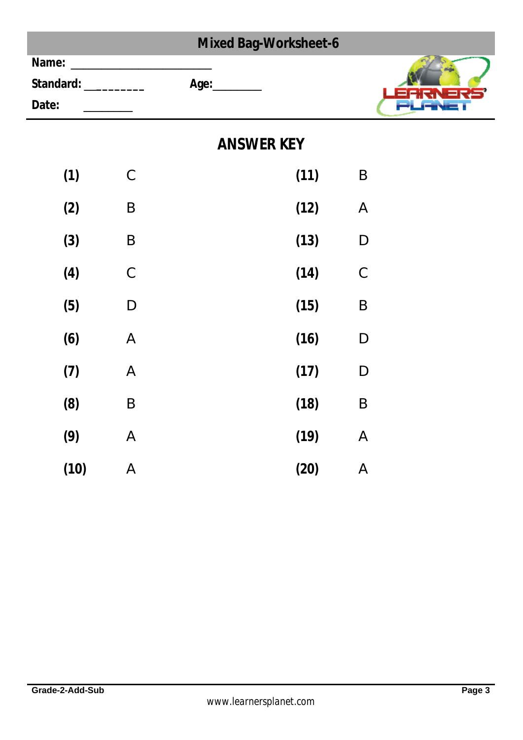## Mixed Bag-Worksheet-6

**Name:** ______________________

**Standard:** _________ **Age:**________

**Date:** ________

## ANSWER KEY

| | | | |
|---|---|---|---|
| **(1)** | C | **(11)** | B |
| **(2)** | B | **(12)** | A |
| **(3)** | B | **(13)** | D |
| **(4)** | C | **(14)** | C |
| **(5)** | D | **(15)** | B |
| **(6)** | A | **(16)** | D |
| **(7)** | A | **(17)** | D |
| **(8)** | B | **(18)** | B |
| **(9)** | A | **(19)** | A |
| **(10)** | A | **(20)** | A |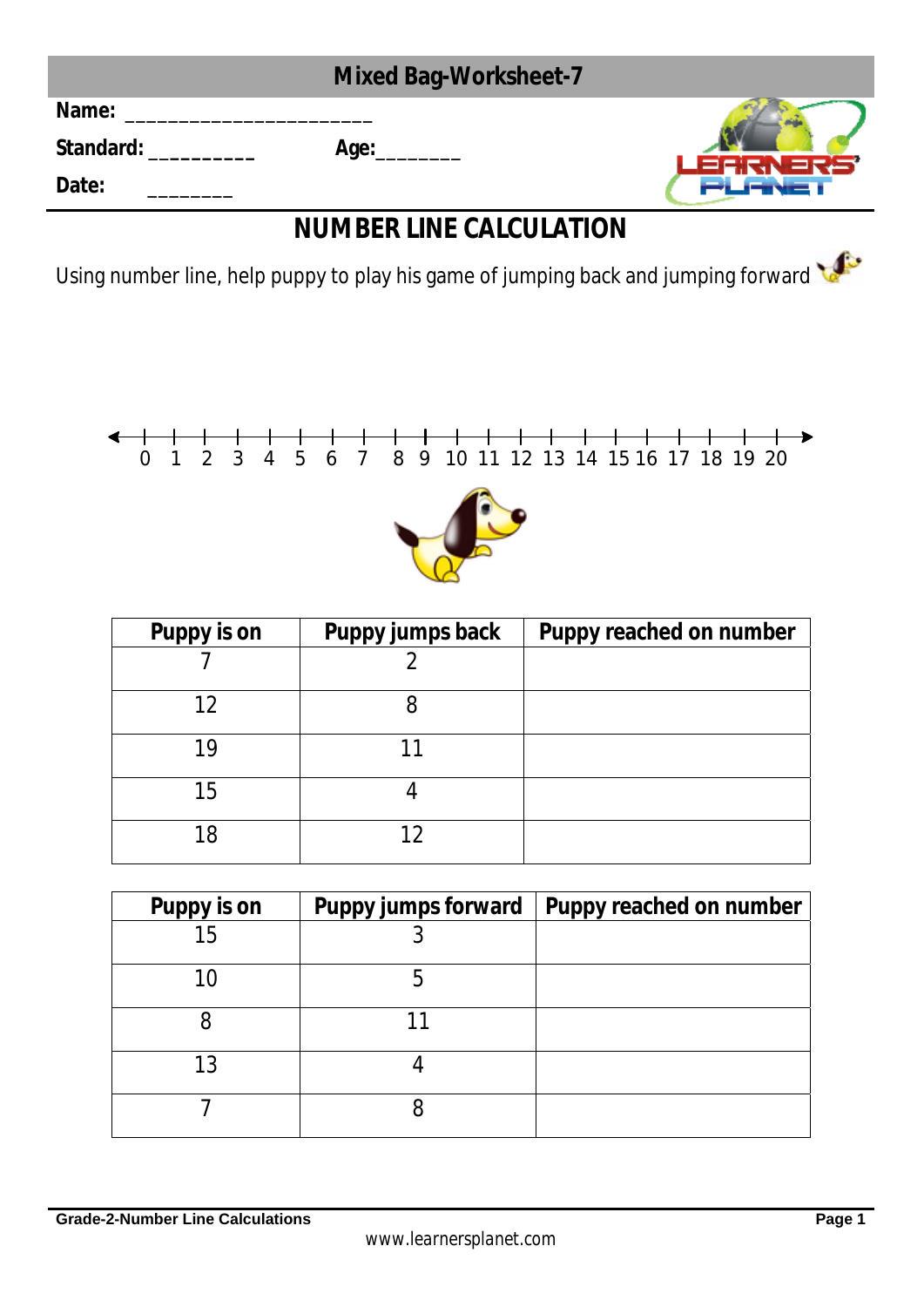## Mixed Bag-Worksheet-7

**Name:** ______________________

**Standard:** __________ **Age:**________

**Date:** ________

# NUMBER LINE CALCULATION

Using number line, help puppy to play his game of jumping back and jumping forward

0 1 2 3 4 5 6 7 8 9 10 11 12 13 14 15 16 17 18 19 20

| Puppy is on | Puppy jumps back | Puppy reached on number |
|---|---|---|
| 7 | 2 | |
| 12 | 8 | |
| 19 | 11 | |
| 15 | 4 | |
| 18 | 12 | |

| Puppy is on | Puppy jumps forward | Puppy reached on number |
|---|---|---|
| 15 | 3 | |
| 10 | 5 | |
| 8 | 11 | |
| 13 | 4 | |
| 7 | 8 | |

www.learnersplanet.com